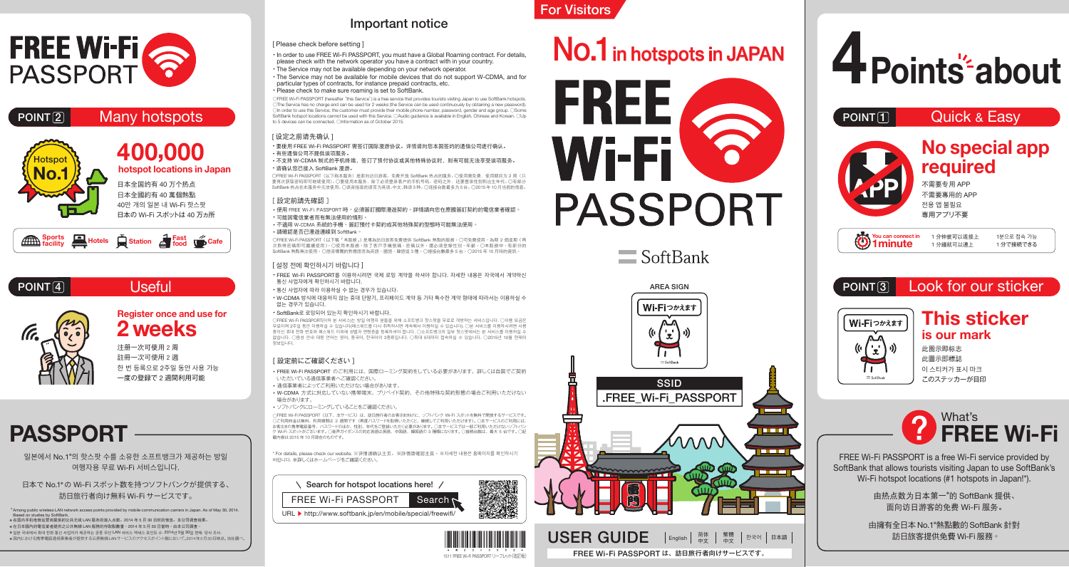# FREE Wi-Fi PASSPORT

## POINT 2 Many hotspots

Hotspot No.1

### 400,000 hotspot locations in Japan

日本全国约有 40 万个热点
日本全國約有 40 萬個熱點
40만 개의 일본 내 Wi-Fi 핫스팟
日本の Wi-Fi スポットは 40 万カ所

Sports facility / Hotels / Station / Fast food / Cafe

## POINT 4 Useful

### Register once and use for 2 weeks

注册一次可使用 2 周
註冊一次可使用 2 週
한 번 등록으로 2주일 동안 사용 가능
一度の登録で 2 週間利用可能

## PASSPORT

일본에서 No.1*의 핫스팟 수를 소유한 소프트뱅크가 제공하는 방일 여행자용 무료 Wi-Fi 서비스입니다.

日本で No.1* の Wi-Fi スポット数を持つソフトバンクが提供する、訪日旅行者向け無料 Wi-Fi サービスです。

*Among public wireless LAN network access points provided by mobile communication carriers in Japan. As of May 30, 2014. Based on studies by SoftBank.
※在国内手机电信运营商提供的公共无线 LAN 服务的接入点数。2014 年 5 月 30 日时的值。本公司调查结果。
※在日本國內的電信業者提供之公共無線 LAN 服務的存取點數量：2014 年 5 月 30 日當時，由本公司調查。
※일본 국내에서 휴대 전화 통신 사업자가 제공하는 공중 무선 LAN 서비스 액세스 포인트 수. 2014년 5월 30일 현재. 당사 조사.
※国内における携帯電話通信事業者が提供する公衆無線 LAN サービスのアクセスポイント数において。2014年5月30日時点。当社調べ。

## Important notice

[ Please check before setting ]

- In order to use FREE Wi-Fi PASSPORT, you must have a Global Roaming contract. For details, please check with the network operator you have a contract with in your country.
- The Service may not be available depending on your network operator.
- The Service may not be available for mobile devices that do not support W-CDMA, and for particular types of contracts, for instance prepaid contracts, etc.
- Please check to make sure roaming is set to SoftBank.

○FREE Wi-Fi PASSPORT (hereafter "this Service") is a free service that provides tourists visiting Japan to use SoftBank hotspots. ○The Service has no charge and can be used for 2 weeks (the Service can be used continuously by obtaining a new password). ○In order to use this Service, the customer must provide their mobile phone number, password, gender and age group. ○Some SoftBank hotspot locations cannot be used with this Service. ○Audio guidance is available in English, Chinese and Korean. ○Up to 5 devices can be connected. ○Information as of October 2015.

[ 设定之前请先确认 ]

- 要使用 FREE Wi-Fi PASSPORT 需签订国际漫游协议。详情请向您本国签约的通信公司进行确认。
- 有些通信公司不提供该项服务。
- 不支持 W-CDMA 制式的手机终端，签订了预付协议或其他特殊协议时，则有可能无法享受该项服务。
- 请确认您已接入 SoftBank 漫游。

○FREE Wi-Fi PASSPORT（以下称本服务）是面向访日游客、免费开放 SoftBank 热点的服务。○使用费免费，使用期间为 2 周（只要再次获取密码即可继续使用）。○要使用本服务，除了必须登录客户的手机号码、密码之外，还要登录性别和出生年代。○有部分 SoftBank 热点在本服务中无法使用。○语音指南的语言为英语、中文、韩语 3 种。○连接台数最多为 5 台。○2015 年 10 月当前的信息。

[ 設定前請先確認 ]

- 使用 FREE Wi-Fi PASSPORT 時，必須簽訂國際漫遊契約。詳情請向您在原國簽訂契約的電信業者確認。
- 可能因電信業者而有無法使用的情形。
- 不適用 W-CDMA 系統的手機、簽訂預付卡契約或其他特殊契約型態時可能無法使用。
- 請確認是否已漫遊連線到 SoftBank。

○FREE Wi-Fi PASSPORT（以下稱「本服務」）是專為訪日旅客免費提供 SoftBank 熱點的服務。○可免費使用，為期 2 個星期（再次取得密碼即可繼續使用）。○使用本服務，除了客戶手機號碼、密碼以外，還必須登錄性別、年齡。○本服務中，有部分的 SoftBank 熱點無法使用。○語音導覽的對應語言為英語、國語、韓語這 3 種。○連接台數最多 5 台。○2015 年 10 月時的資訊。

[ 설정 전에 확인하시기 바랍니다 ]

- FREE Wi-Fi PASSPORT를 이용하시려면 국제 로밍 계약을 하셔야 합니다. 자세한 내용은 자국에서 계약하신 통신 사업자에게 확인하시기 바랍니다.
- 통신 사업자에 따라 이용하실 수 없는 경우가 있습니다.
- W-CDMA 방식에 대응하지 않는 휴대 단말기, 프리페이드 계약 등 기타 특수한 계약 형태에 따라서는 이용하실 수 없는 경우가 있습니다.
- SoftBank로 로밍되어 있는지 확인하시기 바랍니다.

○FREE Wi-Fi PASSPORT(이하 본 서비스)는 방일 여행자 분들을 위해 소프트뱅크 핫스팟을 무료로 개방하는 서비스입니다. ○이용 요금은 무료이며 2주일 동안 이용하실 수 있습니다(패스워드를 다시 취득하시면 계속해서 이용하실 수 있습니다). ○본 서비스를 이용하시려면 사용 중이신 휴대 전화 번호와 패스워드 이외에 성별과 연령층을 등록하셔야 합니다. ○소프트뱅크의 일부 핫스팟에서는 본 서비스를 이용하실 수 없습니다. ○음성 안내 대응 언어는 영어, 중국어, 한국어의 3종류입니다. ○최대 5대까지 접속하실 수 있습니다. ○2015년 10월 현재의 정보입니다.

[ 設定前にご確認ください ]

- FREE Wi-Fi PASSPORT のご利用には、国際ローミング契約をしている必要があります。詳しくは自国でご契約いただいている通信事業者へご確認ください。
- 通信事業者によってご利用いただけない場合があります。
- W-CDMA 方式に対応していない携帯端末、プリペイド契約、その他特殊な契約形態の場合ご利用いただけない場合があります。
- ソフトバンクにローミングしていることをご確認ください。

○FREE Wi-Fi PASSPORT（以下、本サービス）は、訪日旅行者の皆さまのために、ソフトバンク Wi-Fi スポットを無料で開放するサービスです。○ご利用料金は無料、利用期間は 2 週間です（再度パスワードを取得いただくと、継続してご利用いただけます）。○本サービスのご利用には、お客さまの携帯電話番号、パスワードのほか、性別、年代をご登録いただく必要があります。○本サービスでは一部ご利用いただけないソフトバンク Wi-Fi スポットがございます。○音声ガイダンスの対応言語は英語、中国語、韓国語の 3 種類になります。○接続台数は、最大 5 台です。○記載内容は 2015 年 10 月現在のものです。

* For details, please check our website. ※详情请确认主页。※詳情請確認主頁。※자세한 내용은 홈페이지를 확인하시기 바랍니다. ※詳しくはホームページをご確認ください。

Search for hotspot locations here!

FREE Wi-Fi PASSPORT Search

URL ▶ http://www.softbank.jp/en/mobile/special/freewifi/

1511 FREE Wi-Fi PASSPORT リーフレット(改訂版)

## For Visitors

# No.1 in hotspots in JAPAN

# FREE Wi-Fi PASSPORT

SoftBank

AREA SIGN

Wi-Fiつかえます

SSID

.FREE_Wi_Fi_PASSPORT

USER GUIDE | English | 简体中文 | 繁體中文 | 한국어 | 日本語

FREE Wi-Fi PASSPORT は、訪日旅行者向けサービスです。

# 4 Points about

## POINT 1 Quick & Easy

### No special app required

不需要专用 APP
不需要專用的 APP
전용 앱 불필요
専用アプリ不要

You can connect in 1 minute

1 分钟就可以连接上
1 分鐘就可以連上
1분으로 접속 가능
1 分で接続できる

## POINT 3 Look for our sticker

Wi-Fiつかえます

### This sticker is our mark

此图示即标志
此圖示即標誌
이 스티커가 표시 마크
このステッカーが目印

## What's FREE Wi-Fi

FREE Wi-Fi PASSPORT is a free Wi-Fi service provided by SoftBank that allows tourists visiting Japan to use SoftBank's Wi-Fi hotspot locations (#1 hotspots in Japan*).

由热点数为日本第一*的 SoftBank 提供、面向访日游客的免费 Wi-Fi 服务。

由擁有全日本 No.1*熱點數的 SoftBank 針對訪日旅客提供免費 Wi-Fi 服務。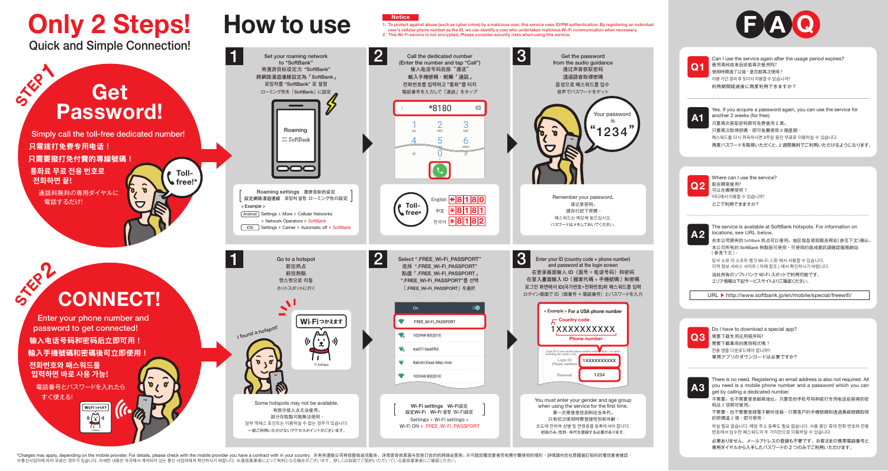# Only 2 Steps!

Quick and Simple Connection!

## STEP 1

# Get Password!

Simply call the toll-free dedicated number!

只需拨打免费专用电话！

只需要撥打免付費的專線號碼！

통화료 무료 전용 번호로 전화하면 끝!

通話料無料の専用ダイヤルに電話するだけ!

Toll-free!*

## STEP 2

# CONNECT!

Enter your phone number and password to get connected!

输入电话号码和密码后立即可用！

輸入手機號碼和密碼後可立即使用！

전화번호와 패스워드를 입력하면 바로 사용 가능!

電話番号とパスワードを入れたらすぐ使える!

# How to use

**Notice**

1. To protect against abuse (such as cyber crime) by a malicious user, this service uses ID/PW authentication. By registering an individual user's cellular phone number as the ID, we can identify a user who undertakes malicious Wi-Fi communication when necessary.
2. This Wi-Fi service is not encrypted. Please consider security risks when using this service.

### Step 1

**1** Set your roaming network to "SoftBank"
将漫游目标设定为 "SoftBank"
將網路漫遊連線設定為「SoftBank」
로밍처를 "SoftBank" 로 설정
ローミング先を「SoftBank」に設定

Roaming
SoftBank

[ Roaming settings 漫游目标的设定 設定網路漫遊連線 로밍처 설정 ローミング先の設定 ]

< Example >

Android Settings ▸ More ▸ Cellular Networks ▸ Network Operators ▸ SoftBank

iOS Settings ▸ Carrier ▸ Automatic off ▸ SoftBank

**2** Call the dedicated number (Enter the number and tap "Call")
输入电话号码后拨 "通话"
輸入手機號碼，輕觸「通話」
전화번호를 입력하고 "통화"를 터치
電話番号を入力して「通話」をタップ

*8180

Toll-free*

English *8180

中文 *8181

한국어 *8182

**3** Get the password from the audio guidance
通过声音获取密码
透過語音取得密碼
음성으로 패스워드를 입수
音声でパスワードをゲット

Your password is "1234"

Remember your password.
请记录密码。
請自行記下密碼。
패스워드는 메모해 놓으십시오.
パスワードはメモしておいてください。

### Step 2

**1** Go to a hotspot
前往热点
前往熱點
핫스팟으로 이동
ホットスポットに行く

I found a hotspot!

Wi-Fiつかえます

Some hotspots may not be available.
有部分接入点无法使用。
部分存取點可能無法使用。
일부 액세스 포인트는 이용하실 수 없는 경우가 있습니다.
一部ご利用いただけないアクセスポイントがございます。

**2** Select ".FREE_Wi-Fi_PASSPORT"
选择 ".FREE_Wi-Fi_PASSPORT"
點選「.FREE_Wi-Fi_PASSPORT」
".FREE_Wi-Fi_PASSPORT"를 선택
「.FREE_Wi-Fi_PASSPORT」を選択

.FREE_Wi-Fi_PASSPORT

[ Wi-Fi settings Wi-Fi设定 設定Wi-Fi Wi-Fi 설정 Wi-Fi設定 ]

Settings ▸ Wi-Fi settings ▸ Wi-Fi ON ▸ .FREE_Wi-Fi_PASSPORT

**3** Enter your ID (country code + phone number) and password at the login screen
在登录画面输入 ID（国号 + 电话号码）和密码
在登入畫面輸入 ID（國家代碼 + 手機號碼）和密碼
로그인 화면에서 ID(국가번호+전화번호)와 패스워드를 입력
ログイン画面で ID（国番号 + 電話番号）とパスワードを入力

< Example > For a USA phone number

Country code

1XXXXXXXXXX

Phone number

Login ID (Phone number): 1XXXXXXXXXX

Password: 1234

You must enter your gender and age group when using the service for the first time.
第一次需登录性别和出生年代。
只有初次使用時需登錄性別和年齡。
초도에 한하여 성별 및 연령층을 등록하셔야 합니다.
初回のみ､性別・年代を登録する必要があります。

# FAQ

**Q1** Can I use the service again after the usage period expires?
使用期间结束后还能再次使用吗？
使用時間過了以後，是否能再次使用？
이용 기간 경과 후 또다시 이용할 수 있습니까?
利用期間経過後に再度利用できますか？

**A1** Yes. If you acquire a password again, you can use the service for another 2 weeks (for free).
只要再次获取密码即可免费使用 2 周。
只要再次取得密碼，即可免費使用 2 個星期。
패스워드를 다시 취득하시면 2주일 동안 무료로 이용하실 수 있습니다.
再度パスワードを取得いただくと、2 週間無料でご利用いただけるようになります。

**Q2** Where can I use the service?
能在哪里使用？
可以在哪裡使用？
어디에서 이용할 수 있습니까?
どこで利用できますか？

**A2** The service is available at SoftBank hotspots. For information on locations, see URL below.
在本公司拥有的 SoftBank 热点可以使用。地区信息请到服务网站（参见下文）确认。
本公司所有的 SoftBank 熱點皆可使用。可使用的區域資訊請確認服務網站（參見下文）。
당사 소유의 소프트 뱅크 Wi-Fi 스팟 에서 사용할 수 있습니다. 지역 정보 서비스 사이트 ( 아래 참조 ) 에서 확인하시기 바랍니다.
当社所有のソフトバンク Wi-Fi スポットで利用可能です。エリア情報は下記サービスサイトよりご確認ください。

URL ▸ http://www.softbank.jp/en/mobile/special/freewifi/

**Q3** Do I have to download a special app?
需要下载专用应用程序吗？
需要下載專用的應用程式嗎？
전용 앱을 다운로드해야 합니까?
専用アプリのダウンロードは必要ですか？

**A3** There is no need. Registering an email address is also not required. All you need is a mobile phone number and a password which you can get by calling a dedicated number.
不需要。也不需要登录邮箱地址。只要您的手机号码和拨打专用电话后获得的密码这 2 项即可使用。
不需要。也不需要登錄電子郵件信箱。只需客户的手機號碼和透過專線號碼取得的密碼這 2 項，即可使用。
하실 필요 없습니다. 메일 주소 등록도 필요 없습니다. 사용 중인 휴대 전화 번호와 전용 번호에서 입수한 패스워드의 두 가지만으로 이용하실 수 있습니다.
必要ありません。メールアドレスの登録も不要です。お客さまの携帯電話番号と専用ダイヤルから入手したパスワードの 2 つのみでご利用いただけます。

*Charges may apply, depending on the mobile provider. For details, please check with the mobile provider you have a contract with in your country. ※有些通信公司有收费服务项服务。详情请咨询原居与您签订合约的网络运营商。※可能因電信業者而有需付費使用的情形。詳情請向您在原國簽訂契約的電信業者確認。
※통신사업자에 따라 유료인 경우가 있습니다. 자세한 내용은 자국에서 계약되어 있는 통신 사업자에게 확인하시기 바랍니다. ※通信事業者によって有料となる場合がございます。詳しくは自国でご契約いただいている通信事業者にご確認ください。